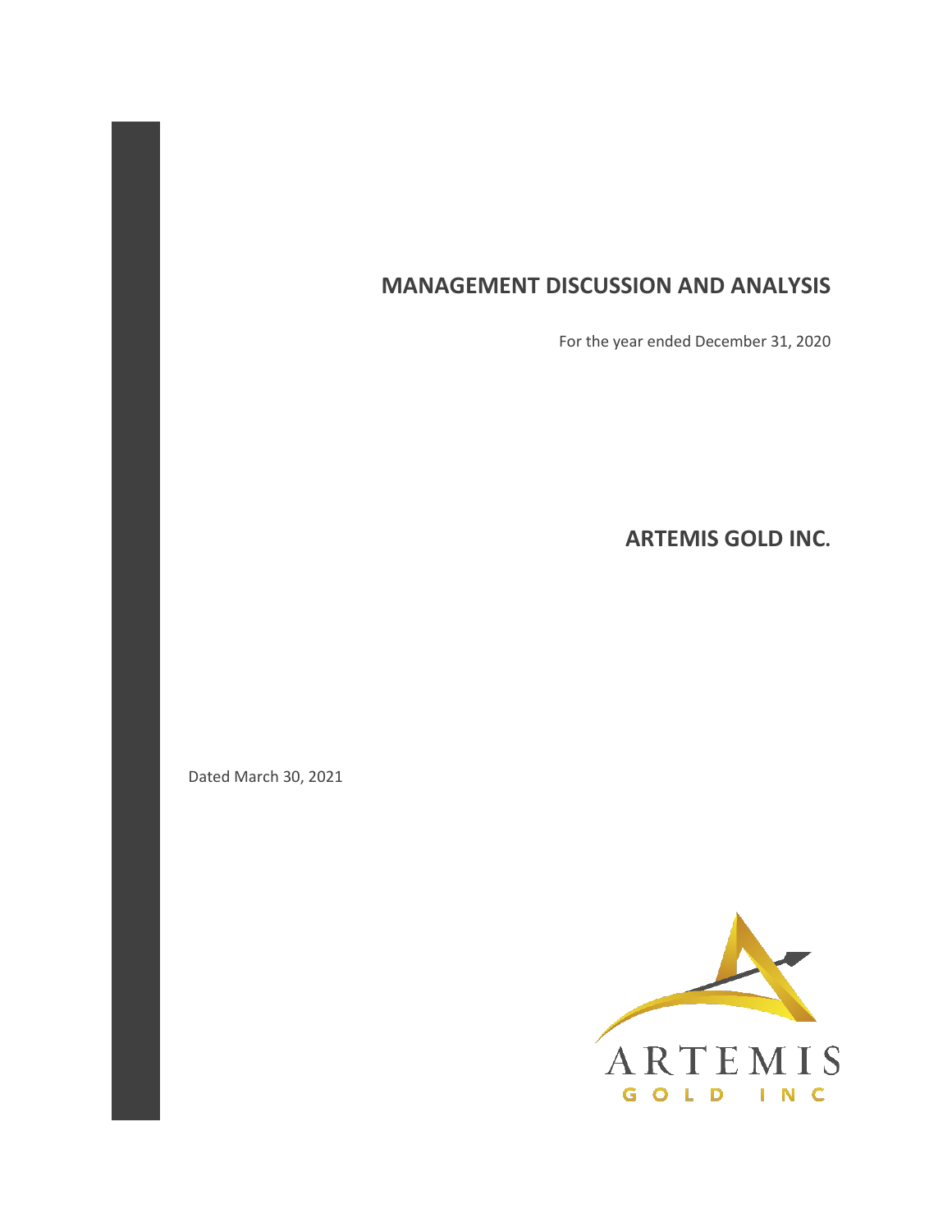# MANAGEMENT DISCUSSION AND ANALYSIS

For the year ended December 31, 2020

## ARTEMIS GOLD INC.

Dated March 30, 2021

ARTEMIS
GOLD INC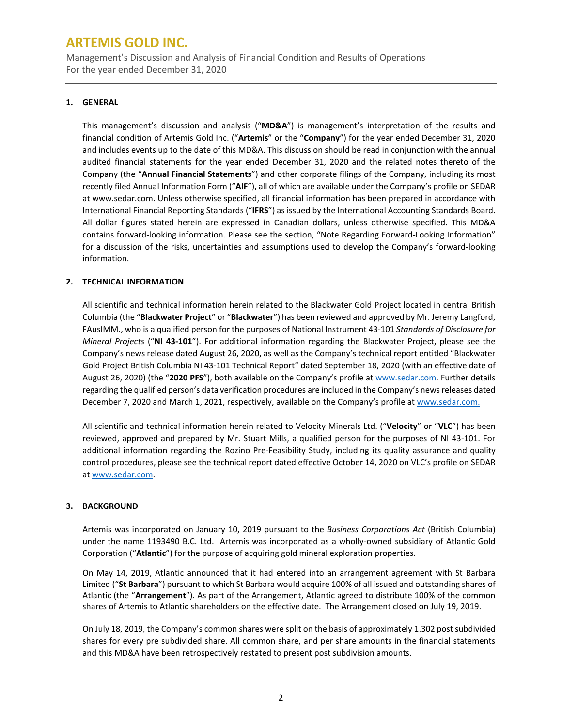## 1. GENERAL

This management's discussion and analysis ("**MD&A**") is management's interpretation of the results and financial condition of Artemis Gold Inc. ("**Artemis**" or the "**Company**") for the year ended December 31, 2020 and includes events up to the date of this MD&A. This discussion should be read in conjunction with the annual audited financial statements for the year ended December 31, 2020 and the related notes thereto of the Company (the "**Annual Financial Statements**") and other corporate filings of the Company, including its most recently filed Annual Information Form ("**AIF**"), all of which are available under the Company's profile on SEDAR at www.sedar.com. Unless otherwise specified, all financial information has been prepared in accordance with International Financial Reporting Standards ("**IFRS**") as issued by the International Accounting Standards Board. All dollar figures stated herein are expressed in Canadian dollars, unless otherwise specified. This MD&A contains forward-looking information. Please see the section, "Note Regarding Forward-Looking Information" for a discussion of the risks, uncertainties and assumptions used to develop the Company's forward-looking information.

## 2. TECHNICAL INFORMATION

All scientific and technical information herein related to the Blackwater Gold Project located in central British Columbia (the "**Blackwater Project**" or "**Blackwater**") has been reviewed and approved by Mr. Jeremy Langford, FAusIMM., who is a qualified person for the purposes of National Instrument 43-101 *Standards of Disclosure for Mineral Projects* ("**NI 43-101**"). For additional information regarding the Blackwater Project, please see the Company's news release dated August 26, 2020, as well as the Company's technical report entitled "Blackwater Gold Project British Columbia NI 43-101 Technical Report" dated September 18, 2020 (with an effective date of August 26, 2020) (the "**2020 PFS**"), both available on the Company's profile at www.sedar.com. Further details regarding the qualified person's data verification procedures are included in the Company's news releases dated December 7, 2020 and March 1, 2021, respectively, available on the Company's profile at www.sedar.com.

All scientific and technical information herein related to Velocity Minerals Ltd. ("**Velocity**" or "**VLC**") has been reviewed, approved and prepared by Mr. Stuart Mills, a qualified person for the purposes of NI 43-101. For additional information regarding the Rozino Pre-Feasibility Study, including its quality assurance and quality control procedures, please see the technical report dated effective October 14, 2020 on VLC's profile on SEDAR at www.sedar.com.

## 3. BACKGROUND

Artemis was incorporated on January 10, 2019 pursuant to the *Business Corporations Act* (British Columbia) under the name 1193490 B.C. Ltd. Artemis was incorporated as a wholly-owned subsidiary of Atlantic Gold Corporation ("**Atlantic**") for the purpose of acquiring gold mineral exploration properties.

On May 14, 2019, Atlantic announced that it had entered into an arrangement agreement with St Barbara Limited ("**St Barbara**") pursuant to which St Barbara would acquire 100% of all issued and outstanding shares of Atlantic (the "**Arrangement**"). As part of the Arrangement, Atlantic agreed to distribute 100% of the common shares of Artemis to Atlantic shareholders on the effective date. The Arrangement closed on July 19, 2019.

On July 18, 2019, the Company's common shares were split on the basis of approximately 1.302 post subdivided shares for every pre subdivided share. All common share, and per share amounts in the financial statements and this MD&A have been retrospectively restated to present post subdivision amounts.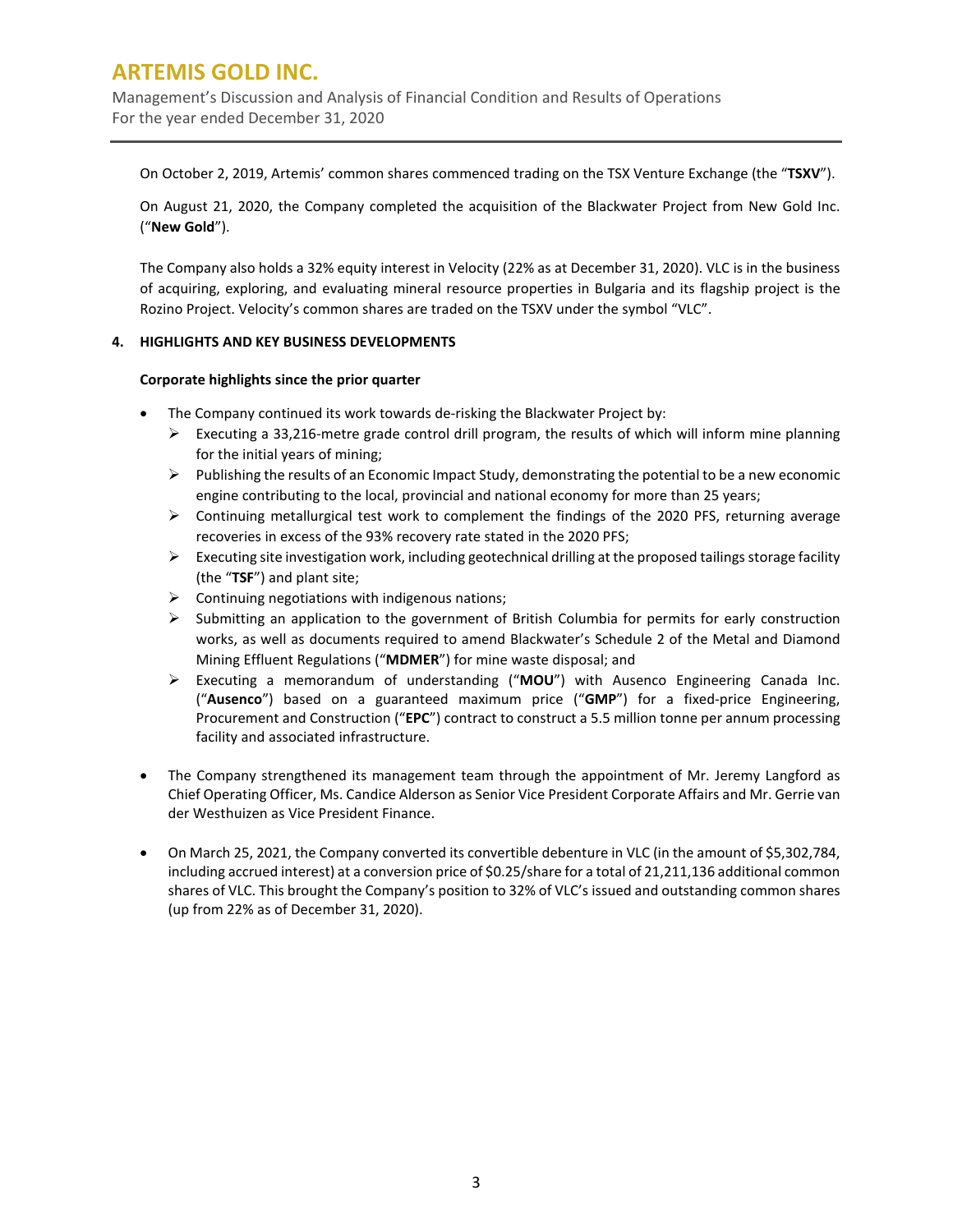On October 2, 2019, Artemis' common shares commenced trading on the TSX Venture Exchange (the "**TSXV**").

On August 21, 2020, the Company completed the acquisition of the Blackwater Project from New Gold Inc. ("**New Gold**").

The Company also holds a 32% equity interest in Velocity (22% as at December 31, 2020). VLC is in the business of acquiring, exploring, and evaluating mineral resource properties in Bulgaria and its flagship project is the Rozino Project. Velocity's common shares are traded on the TSXV under the symbol "VLC".

## 4. HIGHLIGHTS AND KEY BUSINESS DEVELOPMENTS

**Corporate highlights since the prior quarter**

- The Company continued its work towards de-risking the Blackwater Project by:
  - Executing a 33,216-metre grade control drill program, the results of which will inform mine planning for the initial years of mining;
  - Publishing the results of an Economic Impact Study, demonstrating the potential to be a new economic engine contributing to the local, provincial and national economy for more than 25 years;
  - Continuing metallurgical test work to complement the findings of the 2020 PFS, returning average recoveries in excess of the 93% recovery rate stated in the 2020 PFS;
  - Executing site investigation work, including geotechnical drilling at the proposed tailings storage facility (the "**TSF**") and plant site;
  - Continuing negotiations with indigenous nations;
  - Submitting an application to the government of British Columbia for permits for early construction works, as well as documents required to amend Blackwater's Schedule 2 of the Metal and Diamond Mining Effluent Regulations ("**MDMER**") for mine waste disposal; and
  - Executing a memorandum of understanding ("**MOU**") with Ausenco Engineering Canada Inc. ("**Ausenco**") based on a guaranteed maximum price ("**GMP**") for a fixed-price Engineering, Procurement and Construction ("**EPC**") contract to construct a 5.5 million tonne per annum processing facility and associated infrastructure.

- The Company strengthened its management team through the appointment of Mr. Jeremy Langford as Chief Operating Officer, Ms. Candice Alderson as Senior Vice President Corporate Affairs and Mr. Gerrie van der Westhuizen as Vice President Finance.

- On March 25, 2021, the Company converted its convertible debenture in VLC (in the amount of $5,302,784, including accrued interest) at a conversion price of $0.25/share for a total of 21,211,136 additional common shares of VLC. This brought the Company's position to 32% of VLC's issued and outstanding common shares (up from 22% as of December 31, 2020).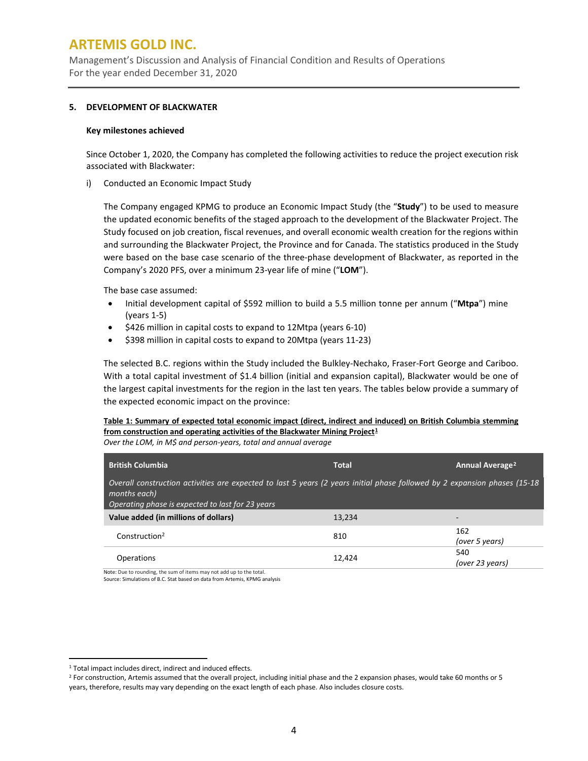## 5. DEVELOPMENT OF BLACKWATER

### Key milestones achieved

Since October 1, 2020, the Company has completed the following activities to reduce the project execution risk associated with Blackwater:

i) Conducted an Economic Impact Study

The Company engaged KPMG to produce an Economic Impact Study (the "**Study**") to be used to measure the updated economic benefits of the staged approach to the development of the Blackwater Project. The Study focused on job creation, fiscal revenues, and overall economic wealth creation for the regions within and surrounding the Blackwater Project, the Province and for Canada. The statistics produced in the Study were based on the base case scenario of the three-phase development of Blackwater, as reported in the Company's 2020 PFS, over a minimum 23-year life of mine ("**LOM**").

The base case assumed:

- Initial development capital of $592 million to build a 5.5 million tonne per annum ("**Mtpa**") mine (years 1-5)
- $426 million in capital costs to expand to 12Mtpa (years 6-10)
- $398 million in capital costs to expand to 20Mtpa (years 11-23)

The selected B.C. regions within the Study included the Bulkley-Nechako, Fraser-Fort George and Cariboo. With a total capital investment of $1.4 billion (initial and expansion capital), Blackwater would be one of the largest capital investments for the region in the last ten years. The tables below provide a summary of the expected economic impact on the province:

**Table 1: Summary of expected total economic impact (direct, indirect and induced) on British Columbia stemming from construction and operating activities of the Blackwater Mining Project[1]**

*Over the LOM, in M$ and person-years, total and annual average*

| British Columbia | Total | Annual Average[2] |
|---|---|---|
| *Overall construction activities are expected to last 5 years (2 years initial phase followed by 2 expansion phases (15-18 months each)<br>Operating phase is expected to last for 23 years* | | |
| **Value added (in millions of dollars)** | 13,234 | - |
| Construction[2] | 810 | 162<br>*(over 5 years)* |
| Operations | 12,424 | 540<br>*(over 23 years)* |

Note: Due to rounding, the sum of items may not add up to the total.
Source: Simulations of B.C. Stat based on data from Artemis, KPMG analysis

---

[1] Total impact includes direct, indirect and induced effects.

[2] For construction, Artemis assumed that the overall project, including initial phase and the 2 expansion phases, would take 60 months or 5 years, therefore, results may vary depending on the exact length of each phase. Also includes closure costs.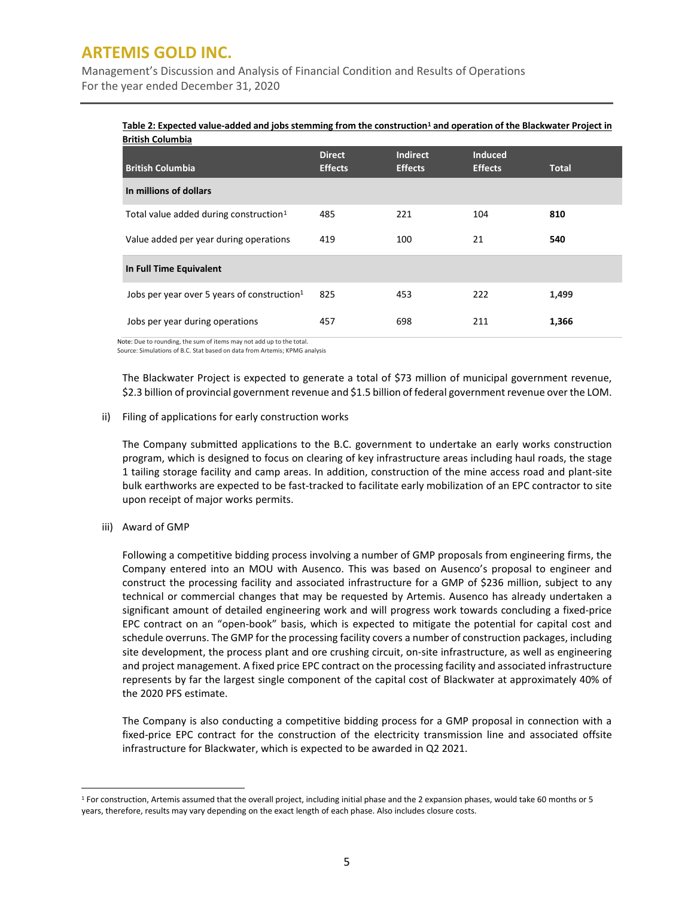**Table 2: Expected value-added and jobs stemming from the construction[1] and operation of the Blackwater Project in British Columbia**

| British Columbia | Direct Effects | Indirect Effects | Induced Effects | Total |
|---|---|---|---|---|
| **In millions of dollars** | | | | |
| Total value added during construction[1] | 485 | 221 | 104 | **810** |
| Value added per year during operations | 419 | 100 | 21 | **540** |
| **In Full Time Equivalent** | | | | |
| Jobs per year over 5 years of construction[1] | 825 | 453 | 222 | **1,499** |
| Jobs per year during operations | 457 | 698 | 211 | **1,366** |

Note: Due to rounding, the sum of items may not add up to the total.
Source: Simulations of B.C. Stat based on data from Artemis; KPMG analysis

The Blackwater Project is expected to generate a total of $73 million of municipal government revenue, $2.3 billion of provincial government revenue and $1.5 billion of federal government revenue over the LOM.

ii) Filing of applications for early construction works

The Company submitted applications to the B.C. government to undertake an early works construction program, which is designed to focus on clearing of key infrastructure areas including haul roads, the stage 1 tailing storage facility and camp areas. In addition, construction of the mine access road and plant-site bulk earthworks are expected to be fast-tracked to facilitate early mobilization of an EPC contractor to site upon receipt of major works permits.

iii) Award of GMP

Following a competitive bidding process involving a number of GMP proposals from engineering firms, the Company entered into an MOU with Ausenco. This was based on Ausenco's proposal to engineer and construct the processing facility and associated infrastructure for a GMP of $236 million, subject to any technical or commercial changes that may be requested by Artemis. Ausenco has already undertaken a significant amount of detailed engineering work and will progress work towards concluding a fixed-price EPC contract on an "open-book" basis, which is expected to mitigate the potential for capital cost and schedule overruns. The GMP for the processing facility covers a number of construction packages, including site development, the process plant and ore crushing circuit, on-site infrastructure, as well as engineering and project management. A fixed price EPC contract on the processing facility and associated infrastructure represents by far the largest single component of the capital cost of Blackwater at approximately 40% of the 2020 PFS estimate.

The Company is also conducting a competitive bidding process for a GMP proposal in connection with a fixed-price EPC contract for the construction of the electricity transmission line and associated offsite infrastructure for Blackwater, which is expected to be awarded in Q2 2021.

[1] For construction, Artemis assumed that the overall project, including initial phase and the 2 expansion phases, would take 60 months or 5 years, therefore, results may vary depending on the exact length of each phase. Also includes closure costs.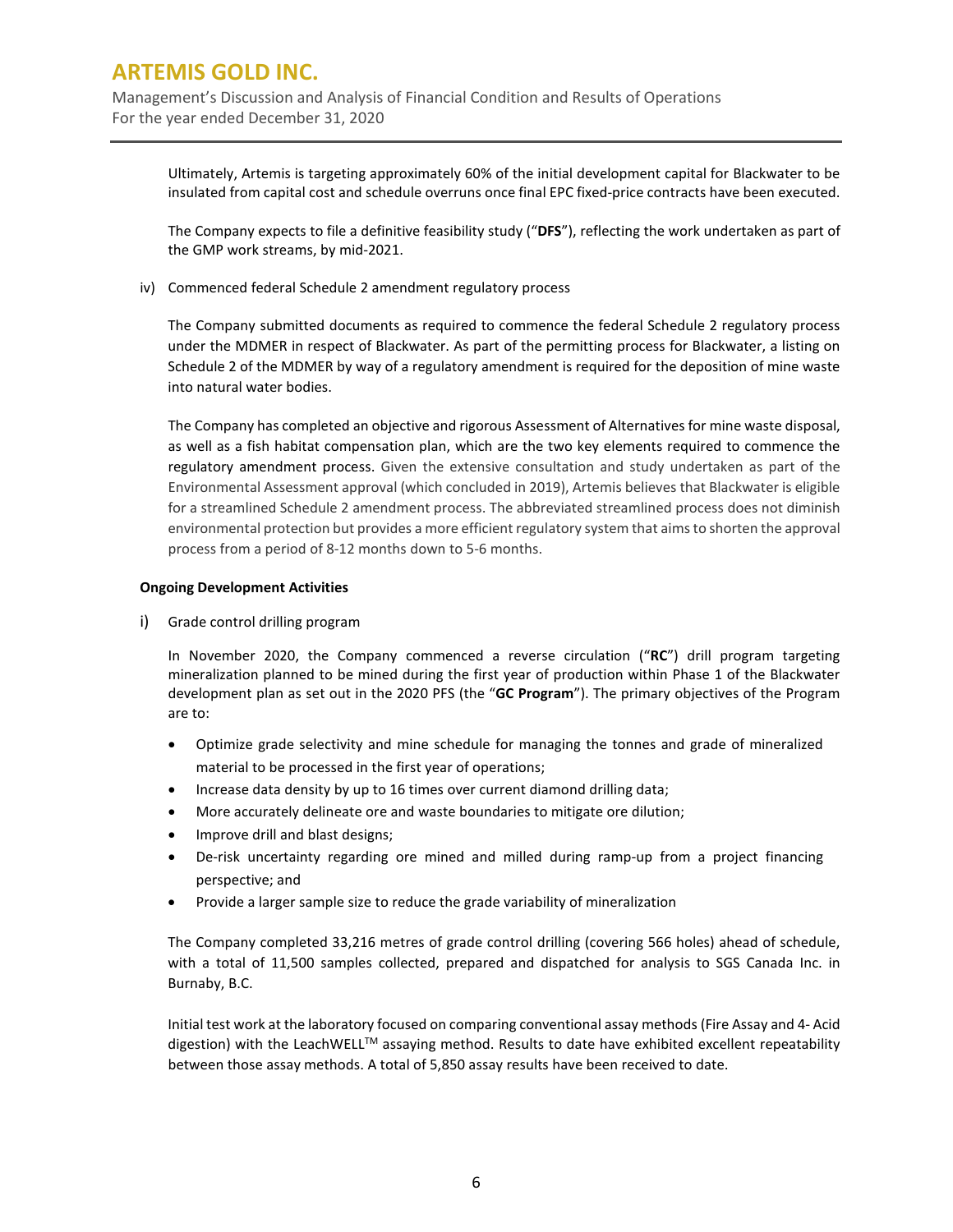Ultimately, Artemis is targeting approximately 60% of the initial development capital for Blackwater to be insulated from capital cost and schedule overruns once final EPC fixed-price contracts have been executed.

The Company expects to file a definitive feasibility study ("**DFS**"), reflecting the work undertaken as part of the GMP work streams, by mid-2021.

iv) Commenced federal Schedule 2 amendment regulatory process

The Company submitted documents as required to commence the federal Schedule 2 regulatory process under the MDMER in respect of Blackwater. As part of the permitting process for Blackwater, a listing on Schedule 2 of the MDMER by way of a regulatory amendment is required for the deposition of mine waste into natural water bodies.

The Company has completed an objective and rigorous Assessment of Alternatives for mine waste disposal, as well as a fish habitat compensation plan, which are the two key elements required to commence the regulatory amendment process. Given the extensive consultation and study undertaken as part of the Environmental Assessment approval (which concluded in 2019), Artemis believes that Blackwater is eligible for a streamlined Schedule 2 amendment process. The abbreviated streamlined process does not diminish environmental protection but provides a more efficient regulatory system that aims to shorten the approval process from a period of 8-12 months down to 5-6 months.

**Ongoing Development Activities**

i) Grade control drilling program

In November 2020, the Company commenced a reverse circulation ("**RC**") drill program targeting mineralization planned to be mined during the first year of production within Phase 1 of the Blackwater development plan as set out in the 2020 PFS (the "**GC Program**"). The primary objectives of the Program are to:

- Optimize grade selectivity and mine schedule for managing the tonnes and grade of mineralized material to be processed in the first year of operations;
- Increase data density by up to 16 times over current diamond drilling data;
- More accurately delineate ore and waste boundaries to mitigate ore dilution;
- Improve drill and blast designs;
- De-risk uncertainty regarding ore mined and milled during ramp-up from a project financing perspective; and
- Provide a larger sample size to reduce the grade variability of mineralization

The Company completed 33,216 metres of grade control drilling (covering 566 holes) ahead of schedule, with a total of 11,500 samples collected, prepared and dispatched for analysis to SGS Canada Inc. in Burnaby, B.C.

Initial test work at the laboratory focused on comparing conventional assay methods (Fire Assay and 4- Acid digestion) with the LeachWELL™ assaying method. Results to date have exhibited excellent repeatability between those assay methods. A total of 5,850 assay results have been received to date.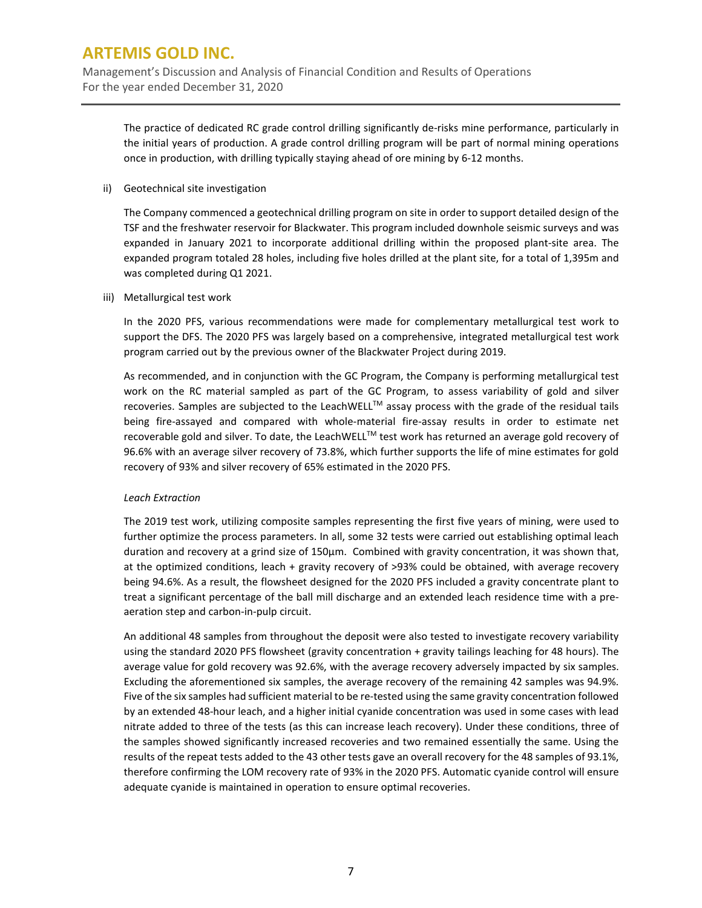The practice of dedicated RC grade control drilling significantly de-risks mine performance, particularly in the initial years of production. A grade control drilling program will be part of normal mining operations once in production, with drilling typically staying ahead of ore mining by 6-12 months.

ii) Geotechnical site investigation

The Company commenced a geotechnical drilling program on site in order to support detailed design of the TSF and the freshwater reservoir for Blackwater. This program included downhole seismic surveys and was expanded in January 2021 to incorporate additional drilling within the proposed plant-site area. The expanded program totaled 28 holes, including five holes drilled at the plant site, for a total of 1,395m and was completed during Q1 2021.

iii) Metallurgical test work

In the 2020 PFS, various recommendations were made for complementary metallurgical test work to support the DFS. The 2020 PFS was largely based on a comprehensive, integrated metallurgical test work program carried out by the previous owner of the Blackwater Project during 2019.

As recommended, and in conjunction with the GC Program, the Company is performing metallurgical test work on the RC material sampled as part of the GC Program, to assess variability of gold and silver recoveries. Samples are subjected to the LeachWELL™ assay process with the grade of the residual tails being fire-assayed and compared with whole-material fire-assay results in order to estimate net recoverable gold and silver. To date, the LeachWELL™ test work has returned an average gold recovery of 96.6% with an average silver recovery of 73.8%, which further supports the life of mine estimates for gold recovery of 93% and silver recovery of 65% estimated in the 2020 PFS.

*Leach Extraction*

The 2019 test work, utilizing composite samples representing the first five years of mining, were used to further optimize the process parameters. In all, some 32 tests were carried out establishing optimal leach duration and recovery at a grind size of 150µm. Combined with gravity concentration, it was shown that, at the optimized conditions, leach + gravity recovery of >93% could be obtained, with average recovery being 94.6%. As a result, the flowsheet designed for the 2020 PFS included a gravity concentrate plant to treat a significant percentage of the ball mill discharge and an extended leach residence time with a pre-aeration step and carbon-in-pulp circuit.

An additional 48 samples from throughout the deposit were also tested to investigate recovery variability using the standard 2020 PFS flowsheet (gravity concentration + gravity tailings leaching for 48 hours). The average value for gold recovery was 92.6%, with the average recovery adversely impacted by six samples. Excluding the aforementioned six samples, the average recovery of the remaining 42 samples was 94.9%. Five of the six samples had sufficient material to be re-tested using the same gravity concentration followed by an extended 48-hour leach, and a higher initial cyanide concentration was used in some cases with lead nitrate added to three of the tests (as this can increase leach recovery). Under these conditions, three of the samples showed significantly increased recoveries and two remained essentially the same. Using the results of the repeat tests added to the 43 other tests gave an overall recovery for the 48 samples of 93.1%, therefore confirming the LOM recovery rate of 93% in the 2020 PFS. Automatic cyanide control will ensure adequate cyanide is maintained in operation to ensure optimal recoveries.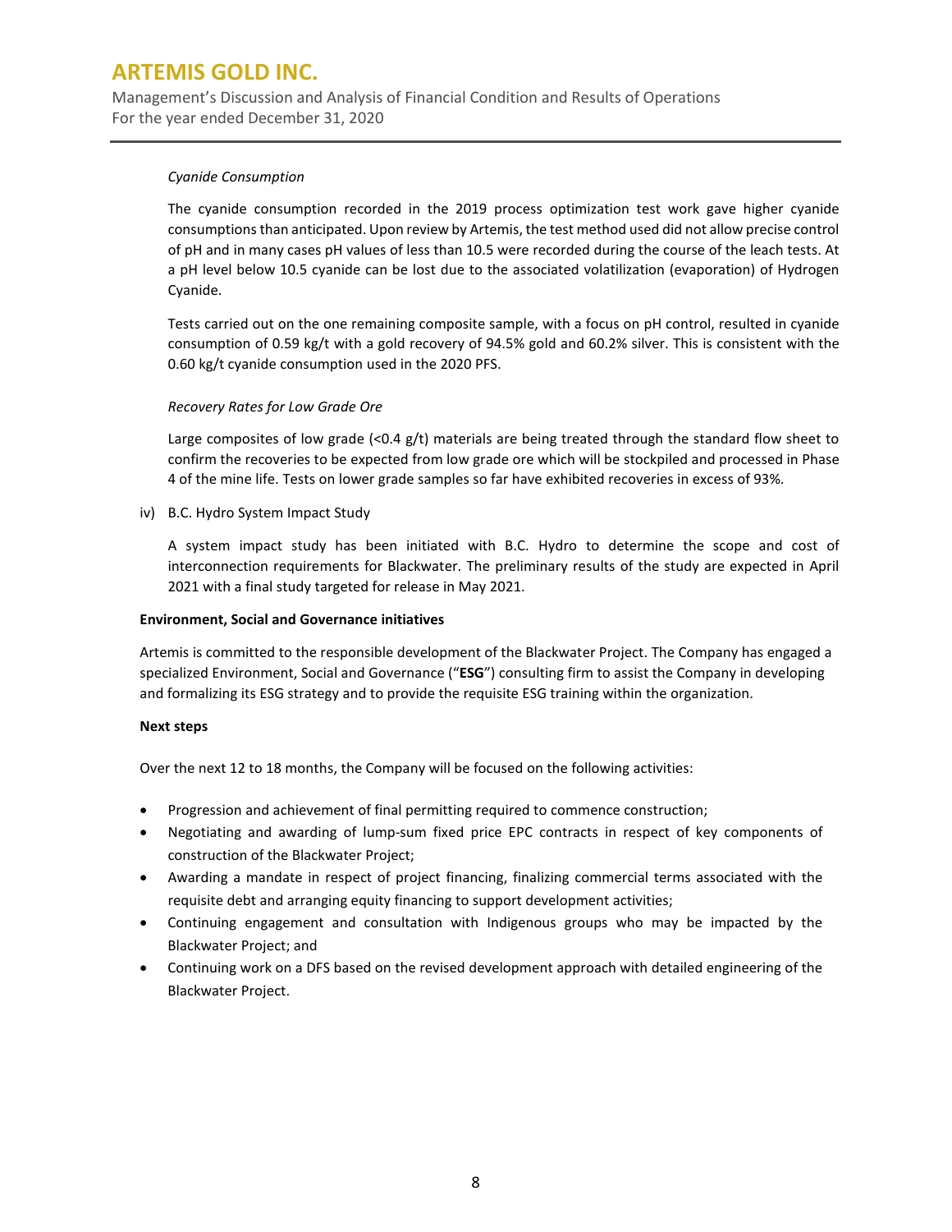*Cyanide Consumption*

The cyanide consumption recorded in the 2019 process optimization test work gave higher cyanide consumptions than anticipated. Upon review by Artemis, the test method used did not allow precise control of pH and in many cases pH values of less than 10.5 were recorded during the course of the leach tests. At a pH level below 10.5 cyanide can be lost due to the associated volatilization (evaporation) of Hydrogen Cyanide.

Tests carried out on the one remaining composite sample, with a focus on pH control, resulted in cyanide consumption of 0.59 kg/t with a gold recovery of 94.5% gold and 60.2% silver. This is consistent with the 0.60 kg/t cyanide consumption used in the 2020 PFS.

*Recovery Rates for Low Grade Ore*

Large composites of low grade (<0.4 g/t) materials are being treated through the standard flow sheet to confirm the recoveries to be expected from low grade ore which will be stockpiled and processed in Phase 4 of the mine life. Tests on lower grade samples so far have exhibited recoveries in excess of 93%.

iv) B.C. Hydro System Impact Study

A system impact study has been initiated with B.C. Hydro to determine the scope and cost of interconnection requirements for Blackwater. The preliminary results of the study are expected in April 2021 with a final study targeted for release in May 2021.

**Environment, Social and Governance initiatives**

Artemis is committed to the responsible development of the Blackwater Project. The Company has engaged a specialized Environment, Social and Governance ("**ESG**") consulting firm to assist the Company in developing and formalizing its ESG strategy and to provide the requisite ESG training within the organization.

**Next steps**

Over the next 12 to 18 months, the Company will be focused on the following activities:

- Progression and achievement of final permitting required to commence construction;
- Negotiating and awarding of lump-sum fixed price EPC contracts in respect of key components of construction of the Blackwater Project;
- Awarding a mandate in respect of project financing, finalizing commercial terms associated with the requisite debt and arranging equity financing to support development activities;
- Continuing engagement and consultation with Indigenous groups who may be impacted by the Blackwater Project; and
- Continuing work on a DFS based on the revised development approach with detailed engineering of the Blackwater Project.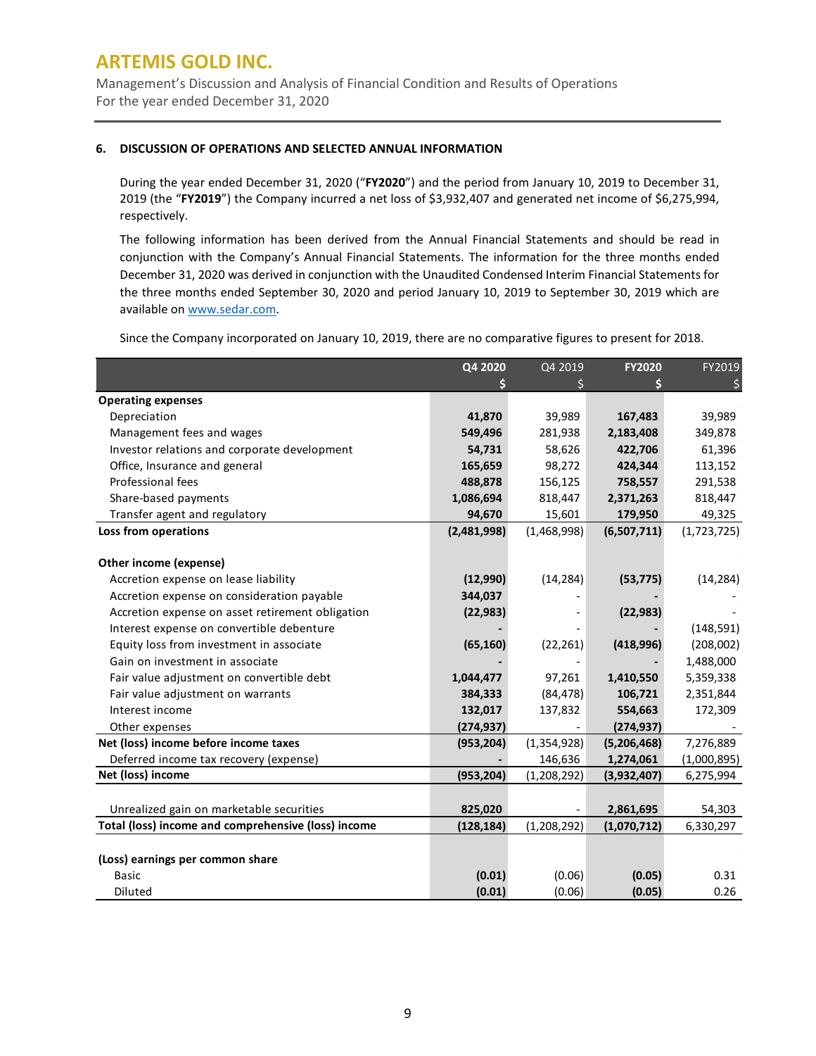## 6. DISCUSSION OF OPERATIONS AND SELECTED ANNUAL INFORMATION

During the year ended December 31, 2020 ("**FY2020**") and the period from January 10, 2019 to December 31, 2019 (the "**FY2019**") the Company incurred a net loss of $3,932,407 and generated net income of $6,275,994, respectively.

The following information has been derived from the Annual Financial Statements and should be read in conjunction with the Company's Annual Financial Statements. The information for the three months ended December 31, 2020 was derived in conjunction with the Unaudited Condensed Interim Financial Statements for the three months ended September 30, 2020 and period January 10, 2019 to September 30, 2019 which are available on [www.sedar.com](www.sedar.com).

Since the Company incorporated on January 10, 2019, there are no comparative figures to present for 2018.

| | **Q4 2020** | Q4 2019 | **FY2020** | FY2019 |
|---|---|---|---|---|
| | **$** | $ | **$** | $ |
| **Operating expenses** | | | | |
| Depreciation | **41,870** | 39,989 | **167,483** | 39,989 |
| Management fees and wages | **549,496** | 281,938 | **2,183,408** | 349,878 |
| Investor relations and corporate development | **54,731** | 58,626 | **422,706** | 61,396 |
| Office, Insurance and general | **165,659** | 98,272 | **424,344** | 113,152 |
| Professional fees | **488,878** | 156,125 | **758,557** | 291,538 |
| Share-based payments | **1,086,694** | 818,447 | **2,371,263** | 818,447 |
| Transfer agent and regulatory | **94,670** | 15,601 | **179,950** | 49,325 |
| **Loss from operations** | **(2,481,998)** | (1,468,998) | **(6,507,711)** | (1,723,725) |
| | | | | |
| **Other income (expense)** | | | | |
| Accretion expense on lease liability | **(12,990)** | (14,284) | **(53,775)** | (14,284) |
| Accretion expense on consideration payable | **344,037** | - | **-** | - |
| Accretion expense on asset retirement obligation | **(22,983)** | - | **(22,983)** | - |
| Interest expense on convertible debenture | **-** | - | **-** | (148,591) |
| Equity loss from investment in associate | **(65,160)** | (22,261) | **(418,996)** | (208,002) |
| Gain on investment in associate | **-** | - | **-** | 1,488,000 |
| Fair value adjustment on convertible debt | **1,044,477** | 97,261 | **1,410,550** | 5,359,338 |
| Fair value adjustment on warrants | **384,333** | (84,478) | **106,721** | 2,351,844 |
| Interest income | **132,017** | 137,832 | **554,663** | 172,309 |
| Other expenses | **(274,937)** | - | **(274,937)** | - |
| **Net (loss) income before income taxes** | **(953,204)** | (1,354,928) | **(5,206,468)** | 7,276,889 |
| Deferred income tax recovery (expense) | **-** | 146,636 | **1,274,061** | (1,000,895) |
| **Net (loss) income** | **(953,204)** | (1,208,292) | **(3,932,407)** | 6,275,994 |
| | | | | |
| Unrealized gain on marketable securities | **825,020** | - | **2,861,695** | 54,303 |
| **Total (loss) income and comprehensive (loss) income** | **(128,184)** | (1,208,292) | **(1,070,712)** | 6,330,297 |
| | | | | |
| **(Loss) earnings per common share** | | | | |
| Basic | **(0.01)** | (0.06) | **(0.05)** | 0.31 |
| Diluted | **(0.01)** | (0.06) | **(0.05)** | 0.26 |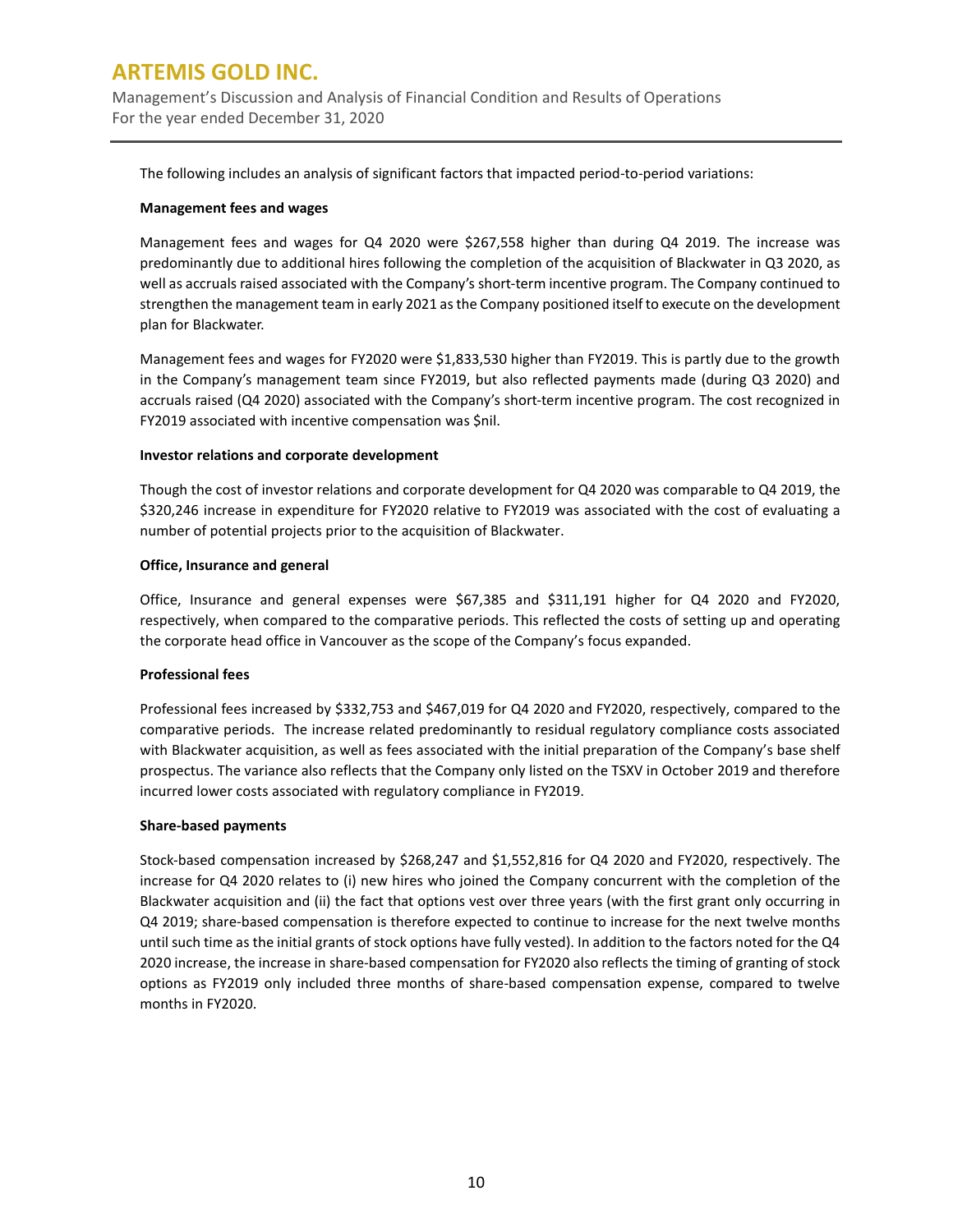The following includes an analysis of significant factors that impacted period-to-period variations:

**Management fees and wages**

Management fees and wages for Q4 2020 were $267,558 higher than during Q4 2019. The increase was predominantly due to additional hires following the completion of the acquisition of Blackwater in Q3 2020, as well as accruals raised associated with the Company's short-term incentive program. The Company continued to strengthen the management team in early 2021 as the Company positioned itself to execute on the development plan for Blackwater.

Management fees and wages for FY2020 were $1,833,530 higher than FY2019. This is partly due to the growth in the Company's management team since FY2019, but also reflected payments made (during Q3 2020) and accruals raised (Q4 2020) associated with the Company's short-term incentive program. The cost recognized in FY2019 associated with incentive compensation was $nil.

**Investor relations and corporate development**

Though the cost of investor relations and corporate development for Q4 2020 was comparable to Q4 2019, the $320,246 increase in expenditure for FY2020 relative to FY2019 was associated with the cost of evaluating a number of potential projects prior to the acquisition of Blackwater.

**Office, Insurance and general**

Office, Insurance and general expenses were $67,385 and $311,191 higher for Q4 2020 and FY2020, respectively, when compared to the comparative periods. This reflected the costs of setting up and operating the corporate head office in Vancouver as the scope of the Company's focus expanded.

**Professional fees**

Professional fees increased by $332,753 and $467,019 for Q4 2020 and FY2020, respectively, compared to the comparative periods. The increase related predominantly to residual regulatory compliance costs associated with Blackwater acquisition, as well as fees associated with the initial preparation of the Company's base shelf prospectus. The variance also reflects that the Company only listed on the TSXV in October 2019 and therefore incurred lower costs associated with regulatory compliance in FY2019.

**Share-based payments**

Stock-based compensation increased by $268,247 and $1,552,816 for Q4 2020 and FY2020, respectively. The increase for Q4 2020 relates to (i) new hires who joined the Company concurrent with the completion of the Blackwater acquisition and (ii) the fact that options vest over three years (with the first grant only occurring in Q4 2019; share-based compensation is therefore expected to continue to increase for the next twelve months until such time as the initial grants of stock options have fully vested). In addition to the factors noted for the Q4 2020 increase, the increase in share-based compensation for FY2020 also reflects the timing of granting of stock options as FY2019 only included three months of share-based compensation expense, compared to twelve months in FY2020.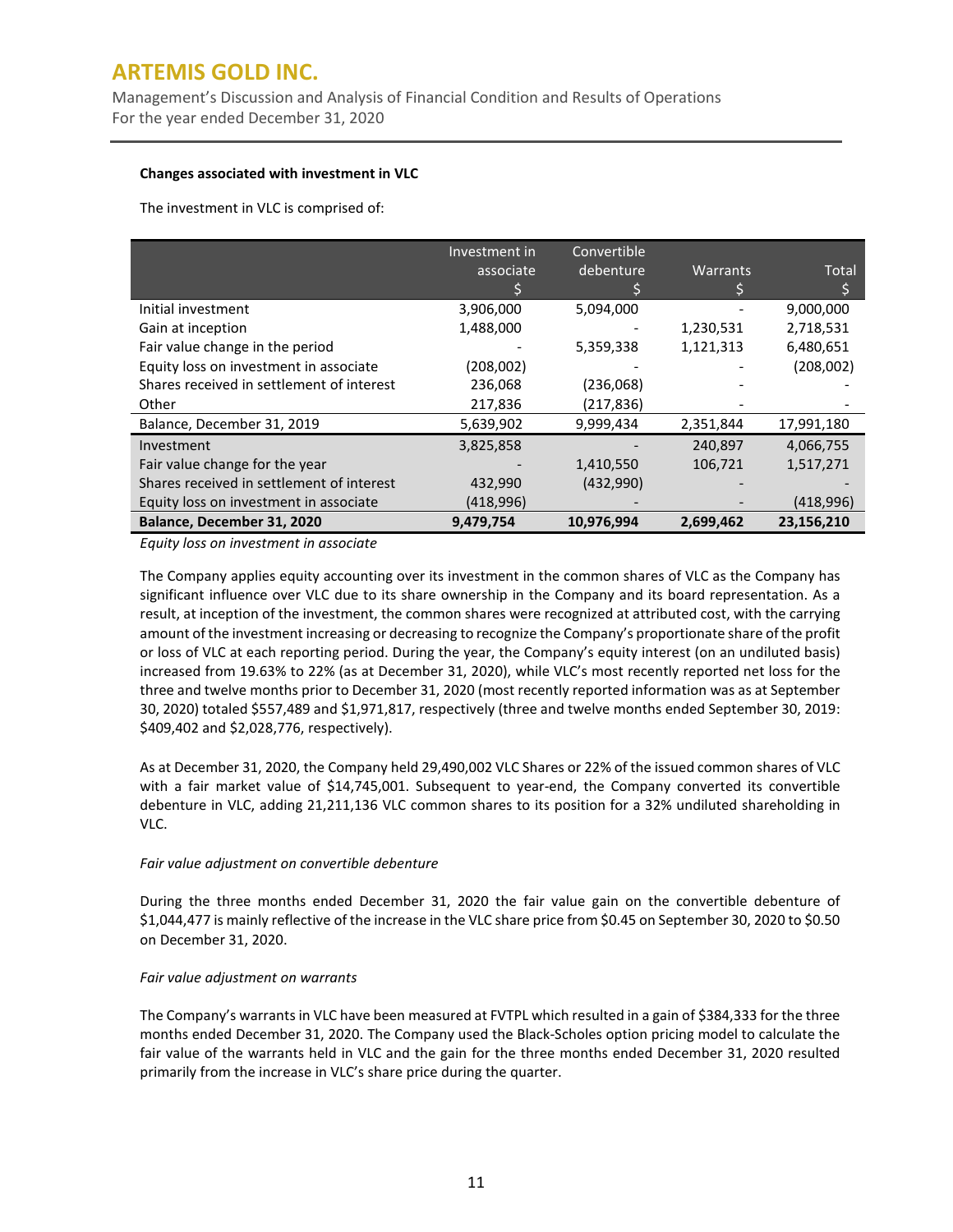#### Changes associated with investment in VLC

The investment in VLC is comprised of:

| | Investment in associate $ | Convertible debenture $ | Warrants $ | Total $ |
|---|---|---|---|---|
| Initial investment | 3,906,000 | 5,094,000 | - | 9,000,000 |
| Gain at inception | 1,488,000 | - | 1,230,531 | 2,718,531 |
| Fair value change in the period | - | 5,359,338 | 1,121,313 | 6,480,651 |
| Equity loss on investment in associate | (208,002) | - | - | (208,002) |
| Shares received in settlement of interest | 236,068 | (236,068) | - | - |
| Other | 217,836 | (217,836) | - | - |
| Balance, December 31, 2019 | 5,639,902 | 9,999,434 | 2,351,844 | 17,991,180 |
| Investment | 3,825,858 | - | 240,897 | 4,066,755 |
| Fair value change for the year | - | 1,410,550 | 106,721 | 1,517,271 |
| Shares received in settlement of interest | 432,990 | (432,990) | - | - |
| Equity loss on investment in associate | (418,996) | - | - | (418,996) |
| **Balance, December 31, 2020** | **9,479,754** | **10,976,994** | **2,699,462** | **23,156,210** |

*Equity loss on investment in associate*

The Company applies equity accounting over its investment in the common shares of VLC as the Company has significant influence over VLC due to its share ownership in the Company and its board representation. As a result, at inception of the investment, the common shares were recognized at attributed cost, with the carrying amount of the investment increasing or decreasing to recognize the Company's proportionate share of the profit or loss of VLC at each reporting period. During the year, the Company's equity interest (on an undiluted basis) increased from 19.63% to 22% (as at December 31, 2020), while VLC's most recently reported net loss for the three and twelve months prior to December 31, 2020 (most recently reported information was as at September 30, 2020) totaled $557,489 and $1,971,817, respectively (three and twelve months ended September 30, 2019: $409,402 and $2,028,776, respectively).

As at December 31, 2020, the Company held 29,490,002 VLC Shares or 22% of the issued common shares of VLC with a fair market value of $14,745,001. Subsequent to year-end, the Company converted its convertible debenture in VLC, adding 21,211,136 VLC common shares to its position for a 32% undiluted shareholding in VLC.

*Fair value adjustment on convertible debenture*

During the three months ended December 31, 2020 the fair value gain on the convertible debenture of $1,044,477 is mainly reflective of the increase in the VLC share price from $0.45 on September 30, 2020 to $0.50 on December 31, 2020.

*Fair value adjustment on warrants*

The Company's warrants in VLC have been measured at FVTPL which resulted in a gain of $384,333 for the three months ended December 31, 2020. The Company used the Black-Scholes option pricing model to calculate the fair value of the warrants held in VLC and the gain for the three months ended December 31, 2020 resulted primarily from the increase in VLC's share price during the quarter.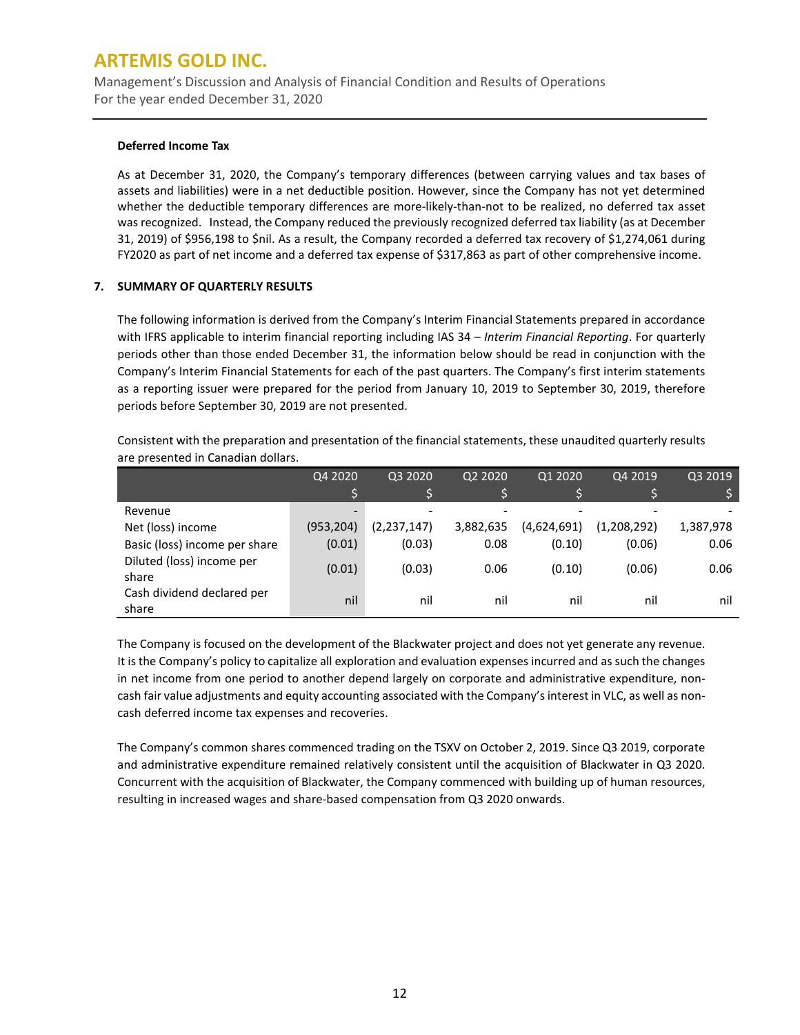#### Deferred Income Tax

As at December 31, 2020, the Company's temporary differences (between carrying values and tax bases of assets and liabilities) were in a net deductible position. However, since the Company has not yet determined whether the deductible temporary differences are more-likely-than-not to be realized, no deferred tax asset was recognized. Instead, the Company reduced the previously recognized deferred tax liability (as at December 31, 2019) of $956,198 to $nil. As a result, the Company recorded a deferred tax recovery of $1,274,061 during FY2020 as part of net income and a deferred tax expense of $317,863 as part of other comprehensive income.

### 7. SUMMARY OF QUARTERLY RESULTS

The following information is derived from the Company's Interim Financial Statements prepared in accordance with IFRS applicable to interim financial reporting including IAS 34 – *Interim Financial Reporting*. For quarterly periods other than those ended December 31, the information below should be read in conjunction with the Company's Interim Financial Statements for each of the past quarters. The Company's first interim statements as a reporting issuer were prepared for the period from January 10, 2019 to September 30, 2019, therefore periods before September 30, 2019 are not presented.

Consistent with the preparation and presentation of the financial statements, these unaudited quarterly results are presented in Canadian dollars.

| | Q4 2020<br>$ | Q3 2020<br>$ | Q2 2020<br>$ | Q1 2020<br>$ | Q4 2019<br>$ | Q3 2019<br>$ |
|---|---|---|---|---|---|---|
| Revenue | - | - | - | - | - | - |
| Net (loss) income | (953,204) | (2,237,147) | 3,882,635 | (4,624,691) | (1,208,292) | 1,387,978 |
| Basic (loss) income per share | (0.01) | (0.03) | 0.08 | (0.10) | (0.06) | 0.06 |
| Diluted (loss) income per share | (0.01) | (0.03) | 0.06 | (0.10) | (0.06) | 0.06 |
| Cash dividend declared per share | nil | nil | nil | nil | nil | nil |

The Company is focused on the development of the Blackwater project and does not yet generate any revenue. It is the Company's policy to capitalize all exploration and evaluation expenses incurred and as such the changes in net income from one period to another depend largely on corporate and administrative expenditure, non-cash fair value adjustments and equity accounting associated with the Company's interest in VLC, as well as non-cash deferred income tax expenses and recoveries.

The Company's common shares commenced trading on the TSXV on October 2, 2019. Since Q3 2019, corporate and administrative expenditure remained relatively consistent until the acquisition of Blackwater in Q3 2020. Concurrent with the acquisition of Blackwater, the Company commenced with building up of human resources, resulting in increased wages and share-based compensation from Q3 2020 onwards.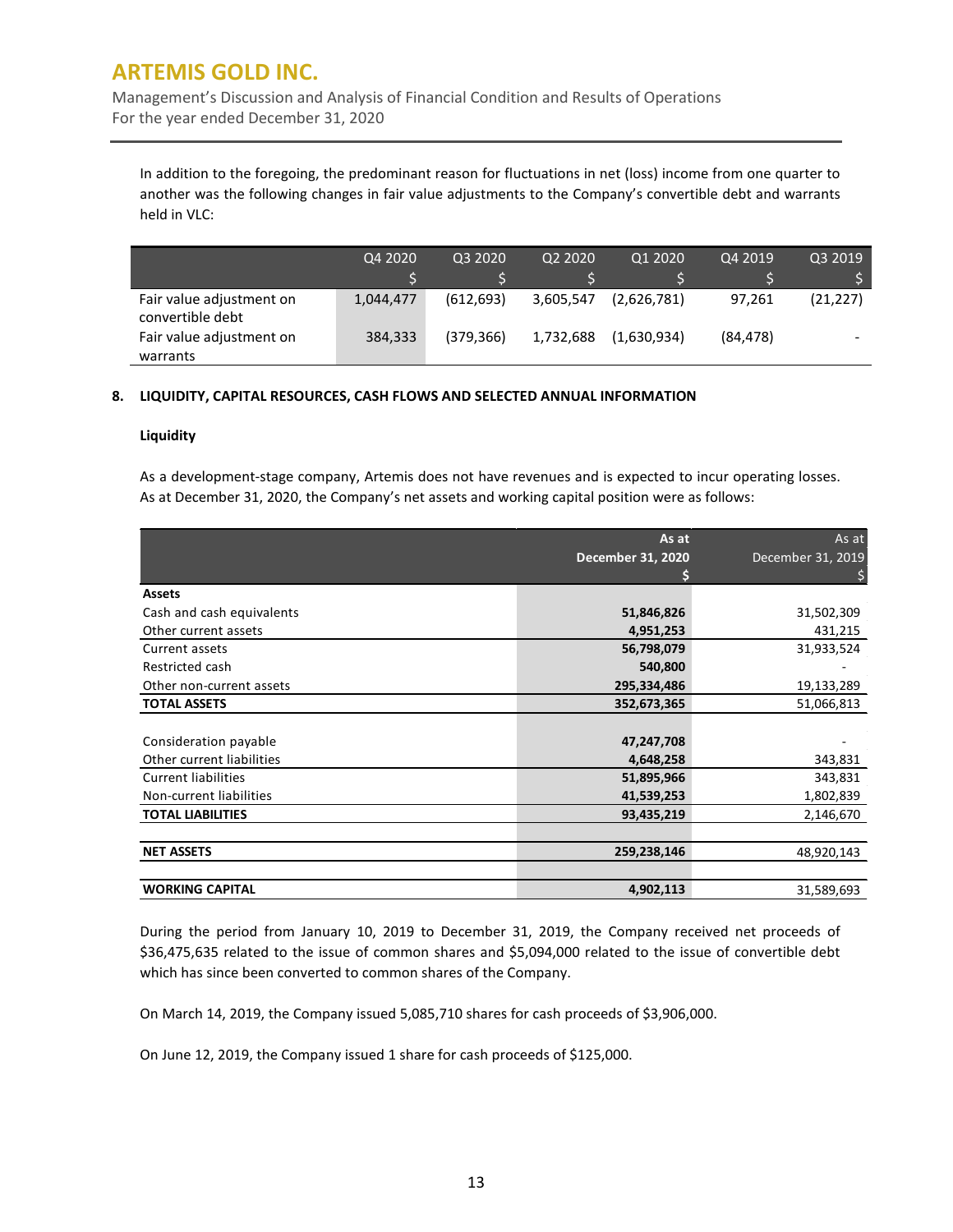In addition to the foregoing, the predominant reason for fluctuations in net (loss) income from one quarter to another was the following changes in fair value adjustments to the Company's convertible debt and warrants held in VLC:

| | Q4 2020 | Q3 2020 | Q2 2020 | Q1 2020 | Q4 2019 | Q3 2019 |
|---|---|---|---|---|---|---|
| | $ | $ | $ | $ | $ | $ |
| Fair value adjustment on convertible debt | 1,044,477 | (612,693) | 3,605,547 | (2,626,781) | 97,261 | (21,227) |
| Fair value adjustment on warrants | 384,333 | (379,366) | 1,732,688 | (1,630,934) | (84,478) | - |

## 8. LIQUIDITY, CAPITAL RESOURCES, CASH FLOWS AND SELECTED ANNUAL INFORMATION

### Liquidity

As a development-stage company, Artemis does not have revenues and is expected to incur operating losses. As at December 31, 2020, the Company's net assets and working capital position were as follows:

| | **As at December 31, 2020** | As at December 31, 2019 |
|---|---|---|
| | **$** | $ |
| **Assets** | | |
| Cash and cash equivalents | **51,846,826** | 31,502,309 |
| Other current assets | **4,951,253** | 431,215 |
| Current assets | **56,798,079** | 31,933,524 |
| Restricted cash | **540,800** | - |
| Other non-current assets | **295,334,486** | 19,133,289 |
| **TOTAL ASSETS** | **352,673,365** | 51,066,813 |
| | | |
| Consideration payable | **47,247,708** | - |
| Other current liabilities | **4,648,258** | 343,831 |
| Current liabilities | **51,895,966** | 343,831 |
| Non-current liabilities | **41,539,253** | 1,802,839 |
| **TOTAL LIABILITIES** | **93,435,219** | 2,146,670 |
| | | |
| **NET ASSETS** | **259,238,146** | 48,920,143 |
| | | |
| **WORKING CAPITAL** | **4,902,113** | 31,589,693 |

During the period from January 10, 2019 to December 31, 2019, the Company received net proceeds of $36,475,635 related to the issue of common shares and $5,094,000 related to the issue of convertible debt which has since been converted to common shares of the Company.

On March 14, 2019, the Company issued 5,085,710 shares for cash proceeds of $3,906,000.

On June 12, 2019, the Company issued 1 share for cash proceeds of $125,000.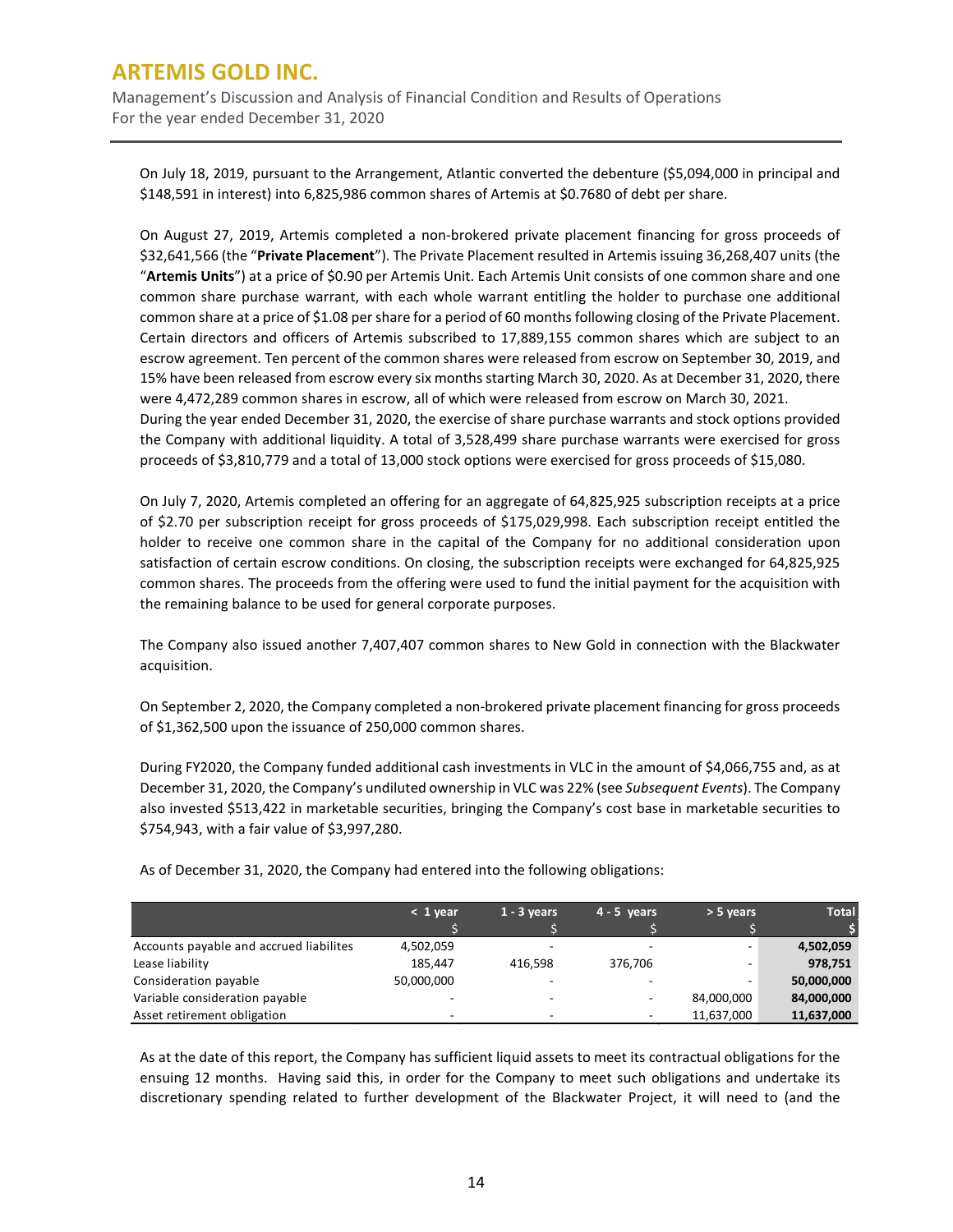On July 18, 2019, pursuant to the Arrangement, Atlantic converted the debenture ($5,094,000 in principal and $148,591 in interest) into 6,825,986 common shares of Artemis at $0.7680 of debt per share.

On August 27, 2019, Artemis completed a non-brokered private placement financing for gross proceeds of $32,641,566 (the "**Private Placement**"). The Private Placement resulted in Artemis issuing 36,268,407 units (the "**Artemis Units**") at a price of $0.90 per Artemis Unit. Each Artemis Unit consists of one common share and one common share purchase warrant, with each whole warrant entitling the holder to purchase one additional common share at a price of $1.08 per share for a period of 60 months following closing of the Private Placement. Certain directors and officers of Artemis subscribed to 17,889,155 common shares which are subject to an escrow agreement. Ten percent of the common shares were released from escrow on September 30, 2019, and 15% have been released from escrow every six months starting March 30, 2020. As at December 31, 2020, there were 4,472,289 common shares in escrow, all of which were released from escrow on March 30, 2021.
During the year ended December 31, 2020, the exercise of share purchase warrants and stock options provided the Company with additional liquidity. A total of 3,528,499 share purchase warrants were exercised for gross proceeds of $3,810,779 and a total of 13,000 stock options were exercised for gross proceeds of $15,080.

On July 7, 2020, Artemis completed an offering for an aggregate of 64,825,925 subscription receipts at a price of $2.70 per subscription receipt for gross proceeds of $175,029,998. Each subscription receipt entitled the holder to receive one common share in the capital of the Company for no additional consideration upon satisfaction of certain escrow conditions. On closing, the subscription receipts were exchanged for 64,825,925 common shares. The proceeds from the offering were used to fund the initial payment for the acquisition with the remaining balance to be used for general corporate purposes.

The Company also issued another 7,407,407 common shares to New Gold in connection with the Blackwater acquisition.

On September 2, 2020, the Company completed a non-brokered private placement financing for gross proceeds of $1,362,500 upon the issuance of 250,000 common shares.

During FY2020, the Company funded additional cash investments in VLC in the amount of $4,066,755 and, as at December 31, 2020, the Company's undiluted ownership in VLC was 22% (see *Subsequent Events*). The Company also invested $513,422 in marketable securities, bringing the Company's cost base in marketable securities to $754,943, with a fair value of $3,997,280.

As of December 31, 2020, the Company had entered into the following obligations:

| | < 1 year<br>$ | 1 - 3 years<br>$ | 4 - 5 years<br>$ | > 5 years<br>$ | Total<br>$ |
|---|---|---|---|---|---|
| Accounts payable and accrued liabilites | 4,502,059 | - | - | - | **4,502,059** |
| Lease liability | 185,447 | 416,598 | 376,706 | - | **978,751** |
| Consideration payable | 50,000,000 | - | - | - | **50,000,000** |
| Variable consideration payable | - | - | - | 84,000,000 | **84,000,000** |
| Asset retirement obligation | - | - | - | 11,637,000 | **11,637,000** |

As at the date of this report, the Company has sufficient liquid assets to meet its contractual obligations for the ensuing 12 months. Having said this, in order for the Company to meet such obligations and undertake its discretionary spending related to further development of the Blackwater Project, it will need to (and the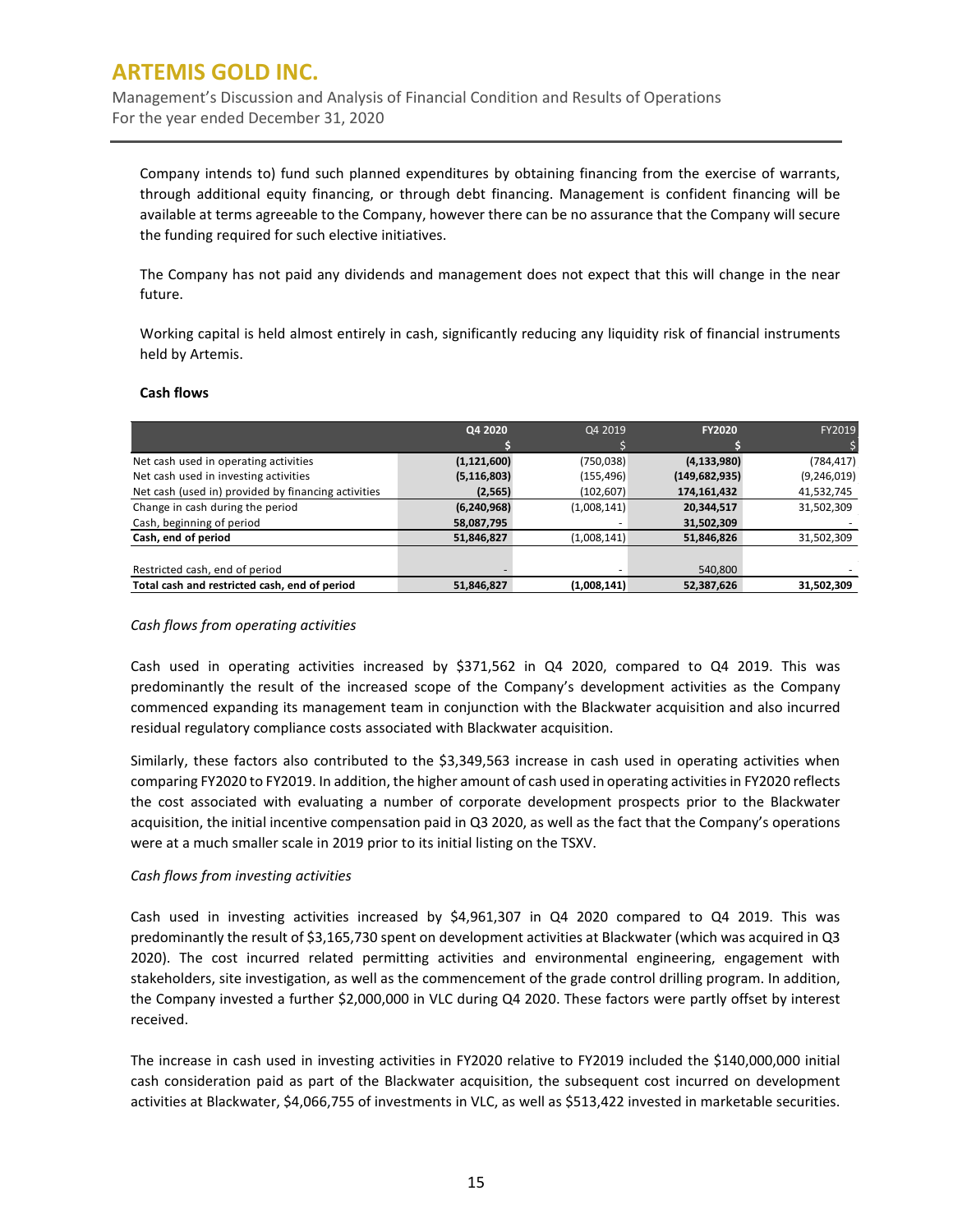Company intends to) fund such planned expenditures by obtaining financing from the exercise of warrants, through additional equity financing, or through debt financing. Management is confident financing will be available at terms agreeable to the Company, however there can be no assurance that the Company will secure the funding required for such elective initiatives.

The Company has not paid any dividends and management does not expect that this will change in the near future.

Working capital is held almost entirely in cash, significantly reducing any liquidity risk of financial instruments held by Artemis.

**Cash flows**

| | **Q4 2020** | Q4 2019 | **FY2020** | FY2019 |
|---|---|---|---|---|
| | **$** | $ | **$** | $ |
| Net cash used in operating activities | **(1,121,600)** | (750,038) | **(4,133,980)** | (784,417) |
| Net cash used in investing activities | **(5,116,803)** | (155,496) | **(149,682,935)** | (9,246,019) |
| Net cash (used in) provided by financing activities | **(2,565)** | (102,607) | **174,161,432** | 41,532,745 |
| Change in cash during the period | **(6,240,968)** | (1,008,141) | **20,344,517** | 31,502,309 |
| Cash, beginning of period | **58,087,795** | - | **31,502,309** | - |
| **Cash, end of period** | **51,846,827** | (1,008,141) | **51,846,826** | 31,502,309 |
| | | | | |
| Restricted cash, end of period | - | - | 540,800 | - |
| **Total cash and restricted cash, end of period** | **51,846,827** | **(1,008,141)** | **52,387,626** | **31,502,309** |

*Cash flows from operating activities*

Cash used in operating activities increased by $371,562 in Q4 2020, compared to Q4 2019. This was predominantly the result of the increased scope of the Company's development activities as the Company commenced expanding its management team in conjunction with the Blackwater acquisition and also incurred residual regulatory compliance costs associated with Blackwater acquisition.

Similarly, these factors also contributed to the $3,349,563 increase in cash used in operating activities when comparing FY2020 to FY2019. In addition, the higher amount of cash used in operating activities in FY2020 reflects the cost associated with evaluating a number of corporate development prospects prior to the Blackwater acquisition, the initial incentive compensation paid in Q3 2020, as well as the fact that the Company's operations were at a much smaller scale in 2019 prior to its initial listing on the TSXV.

*Cash flows from investing activities*

Cash used in investing activities increased by $4,961,307 in Q4 2020 compared to Q4 2019. This was predominantly the result of $3,165,730 spent on development activities at Blackwater (which was acquired in Q3 2020). The cost incurred related permitting activities and environmental engineering, engagement with stakeholders, site investigation, as well as the commencement of the grade control drilling program. In addition, the Company invested a further $2,000,000 in VLC during Q4 2020. These factors were partly offset by interest received.

The increase in cash used in investing activities in FY2020 relative to FY2019 included the $140,000,000 initial cash consideration paid as part of the Blackwater acquisition, the subsequent cost incurred on development activities at Blackwater, $4,066,755 of investments in VLC, as well as $513,422 invested in marketable securities.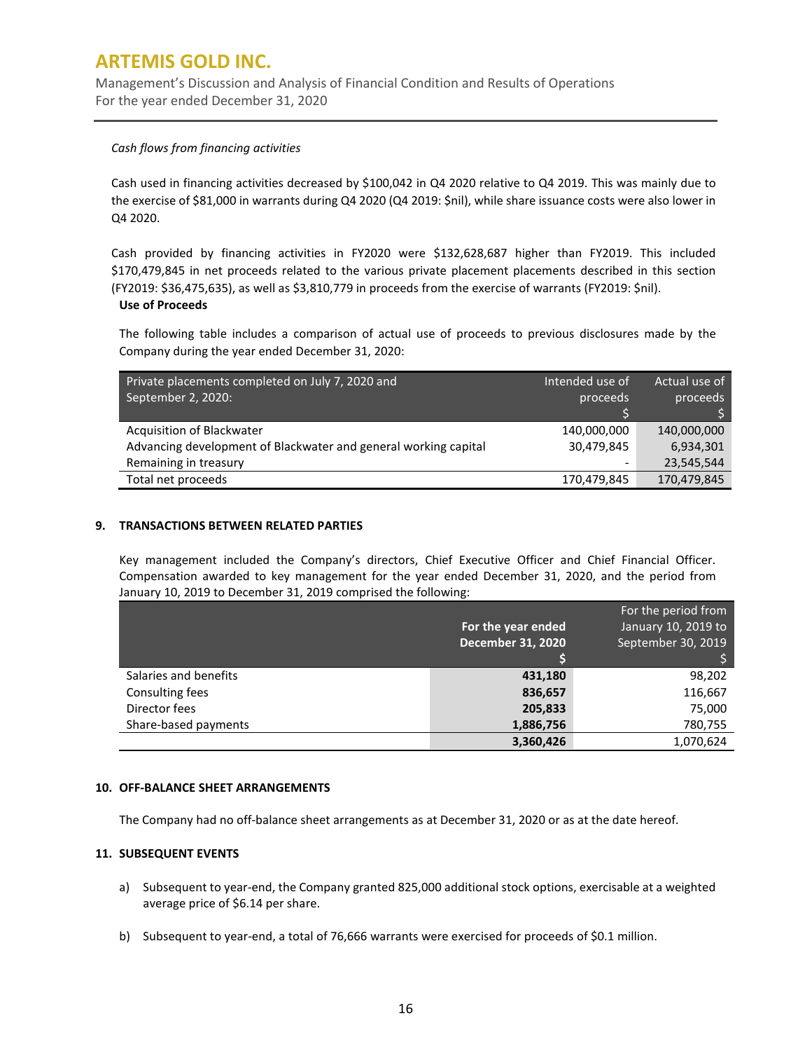*Cash flows from financing activities*

Cash used in financing activities decreased by $100,042 in Q4 2020 relative to Q4 2019. This was mainly due to the exercise of $81,000 in warrants during Q4 2020 (Q4 2019: $nil), while share issuance costs were also lower in Q4 2020.

Cash provided by financing activities in FY2020 were $132,628,687 higher than FY2019. This included $170,479,845 in net proceeds related to the various private placement placements described in this section (FY2019: $36,475,635), as well as $3,810,779 in proceeds from the exercise of warrants (FY2019: $nil).

**Use of Proceeds**

The following table includes a comparison of actual use of proceeds to previous disclosures made by the Company during the year ended December 31, 2020:

| Private placements completed on July 7, 2020 and September 2, 2020: | Intended use of proceeds $ | Actual use of proceeds $ |
|---|---|---|
| Acquisition of Blackwater | 140,000,000 | 140,000,000 |
| Advancing development of Blackwater and general working capital | 30,479,845 | 6,934,301 |
| Remaining in treasury | - | 23,545,544 |
| Total net proceeds | 170,479,845 | 170,479,845 |

## 9. TRANSACTIONS BETWEEN RELATED PARTIES

Key management included the Company's directors, Chief Executive Officer and Chief Financial Officer. Compensation awarded to key management for the year ended December 31, 2020, and the period from January 10, 2019 to December 31, 2019 comprised the following:

| | **For the year ended December 31, 2020 $** | For the period from January 10, 2019 to September 30, 2019 $ |
|---|---|---|
| Salaries and benefits | **431,180** | 98,202 |
| Consulting fees | **836,657** | 116,667 |
| Director fees | **205,833** | 75,000 |
| Share-based payments | **1,886,756** | 780,755 |
| | **3,360,426** | 1,070,624 |

## 10. OFF-BALANCE SHEET ARRANGEMENTS

The Company had no off-balance sheet arrangements as at December 31, 2020 or as at the date hereof.

## 11. SUBSEQUENT EVENTS

a) Subsequent to year-end, the Company granted 825,000 additional stock options, exercisable at a weighted average price of $6.14 per share.

b) Subsequent to year-end, a total of 76,666 warrants were exercised for proceeds of $0.1 million.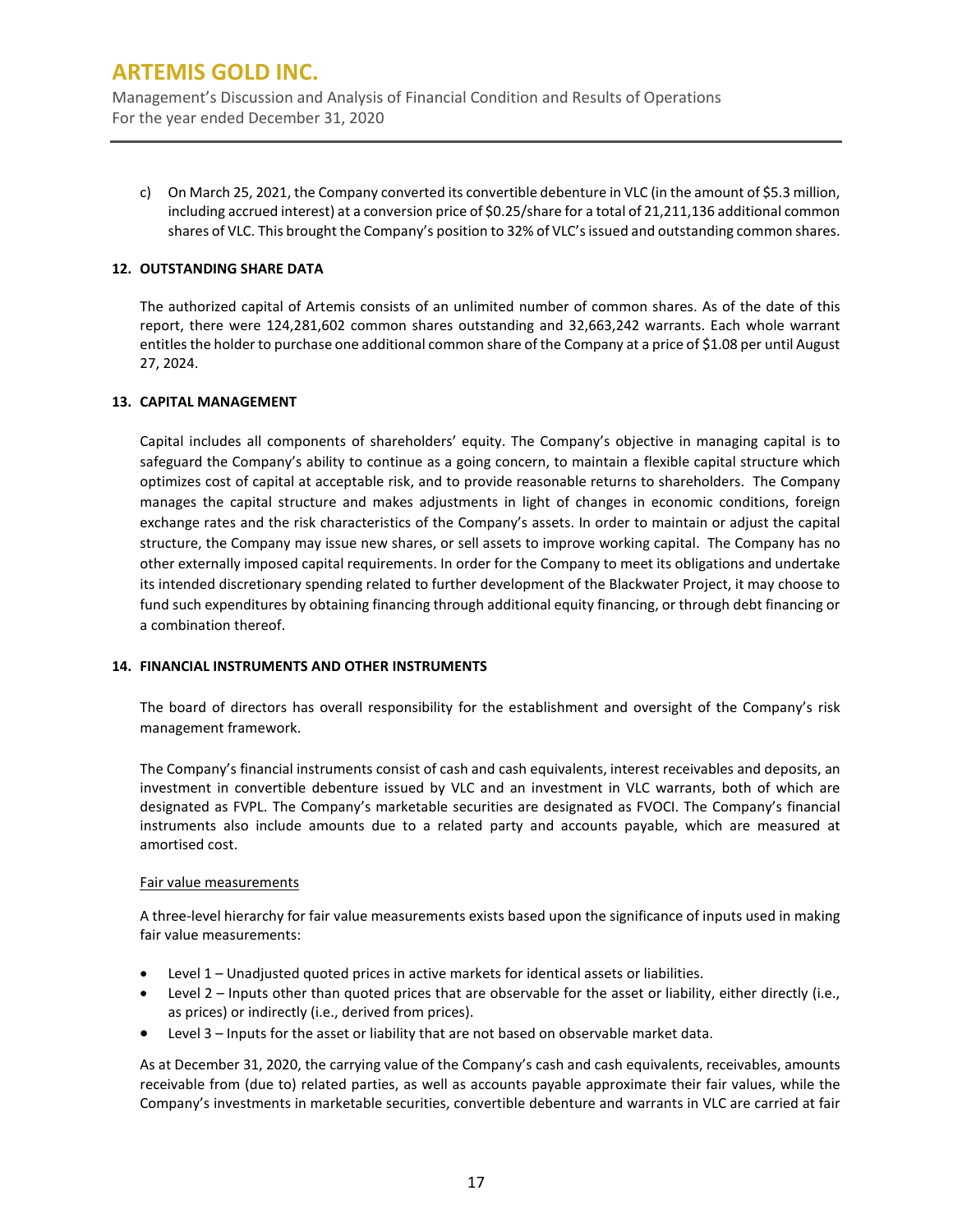c) On March 25, 2021, the Company converted its convertible debenture in VLC (in the amount of $5.3 million, including accrued interest) at a conversion price of $0.25/share for a total of 21,211,136 additional common shares of VLC. This brought the Company's position to 32% of VLC's issued and outstanding common shares.

## 12. OUTSTANDING SHARE DATA

The authorized capital of Artemis consists of an unlimited number of common shares. As of the date of this report, there were 124,281,602 common shares outstanding and 32,663,242 warrants. Each whole warrant entitles the holder to purchase one additional common share of the Company at a price of $1.08 per until August 27, 2024.

## 13. CAPITAL MANAGEMENT

Capital includes all components of shareholders' equity. The Company's objective in managing capital is to safeguard the Company's ability to continue as a going concern, to maintain a flexible capital structure which optimizes cost of capital at acceptable risk, and to provide reasonable returns to shareholders. The Company manages the capital structure and makes adjustments in light of changes in economic conditions, foreign exchange rates and the risk characteristics of the Company's assets. In order to maintain or adjust the capital structure, the Company may issue new shares, or sell assets to improve working capital. The Company has no other externally imposed capital requirements. In order for the Company to meet its obligations and undertake its intended discretionary spending related to further development of the Blackwater Project, it may choose to fund such expenditures by obtaining financing through additional equity financing, or through debt financing or a combination thereof.

## 14. FINANCIAL INSTRUMENTS AND OTHER INSTRUMENTS

The board of directors has overall responsibility for the establishment and oversight of the Company's risk management framework.

The Company's financial instruments consist of cash and cash equivalents, interest receivables and deposits, an investment in convertible debenture issued by VLC and an investment in VLC warrants, both of which are designated as FVPL. The Company's marketable securities are designated as FVOCI. The Company's financial instruments also include amounts due to a related party and accounts payable, which are measured at amortised cost.

Fair value measurements

A three-level hierarchy for fair value measurements exists based upon the significance of inputs used in making fair value measurements:

- Level 1 – Unadjusted quoted prices in active markets for identical assets or liabilities.
- Level 2 – Inputs other than quoted prices that are observable for the asset or liability, either directly (i.e., as prices) or indirectly (i.e., derived from prices).
- Level 3 – Inputs for the asset or liability that are not based on observable market data.

As at December 31, 2020, the carrying value of the Company's cash and cash equivalents, receivables, amounts receivable from (due to) related parties, as well as accounts payable approximate their fair values, while the Company's investments in marketable securities, convertible debenture and warrants in VLC are carried at fair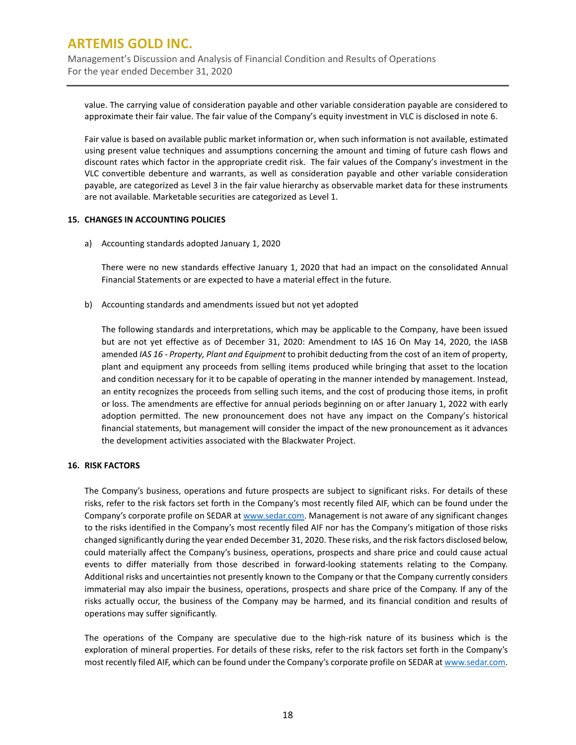value. The carrying value of consideration payable and other variable consideration payable are considered to approximate their fair value. The fair value of the Company's equity investment in VLC is disclosed in note 6.

Fair value is based on available public market information or, when such information is not available, estimated using present value techniques and assumptions concerning the amount and timing of future cash flows and discount rates which factor in the appropriate credit risk. The fair values of the Company's investment in the VLC convertible debenture and warrants, as well as consideration payable and other variable consideration payable, are categorized as Level 3 in the fair value hierarchy as observable market data for these instruments are not available. Marketable securities are categorized as Level 1.

## 15. CHANGES IN ACCOUNTING POLICIES

a) Accounting standards adopted January 1, 2020

There were no new standards effective January 1, 2020 that had an impact on the consolidated Annual Financial Statements or are expected to have a material effect in the future.

b) Accounting standards and amendments issued but not yet adopted

The following standards and interpretations, which may be applicable to the Company, have been issued but are not yet effective as of December 31, 2020: Amendment to IAS 16 On May 14, 2020, the IASB amended *IAS 16 - Property, Plant and Equipment* to prohibit deducting from the cost of an item of property, plant and equipment any proceeds from selling items produced while bringing that asset to the location and condition necessary for it to be capable of operating in the manner intended by management. Instead, an entity recognizes the proceeds from selling such items, and the cost of producing those items, in profit or loss. The amendments are effective for annual periods beginning on or after January 1, 2022 with early adoption permitted. The new pronouncement does not have any impact on the Company's historical financial statements, but management will consider the impact of the new pronouncement as it advances the development activities associated with the Blackwater Project.

## 16. RISK FACTORS

The Company's business, operations and future prospects are subject to significant risks. For details of these risks, refer to the risk factors set forth in the Company's most recently filed AIF, which can be found under the Company's corporate profile on SEDAR at www.sedar.com. Management is not aware of any significant changes to the risks identified in the Company's most recently filed AIF nor has the Company's mitigation of those risks changed significantly during the year ended December 31, 2020. These risks, and the risk factors disclosed below, could materially affect the Company's business, operations, prospects and share price and could cause actual events to differ materially from those described in forward-looking statements relating to the Company. Additional risks and uncertainties not presently known to the Company or that the Company currently considers immaterial may also impair the business, operations, prospects and share price of the Company. If any of the risks actually occur, the business of the Company may be harmed, and its financial condition and results of operations may suffer significantly.

The operations of the Company are speculative due to the high-risk nature of its business which is the exploration of mineral properties. For details of these risks, refer to the risk factors set forth in the Company's most recently filed AIF, which can be found under the Company's corporate profile on SEDAR at www.sedar.com.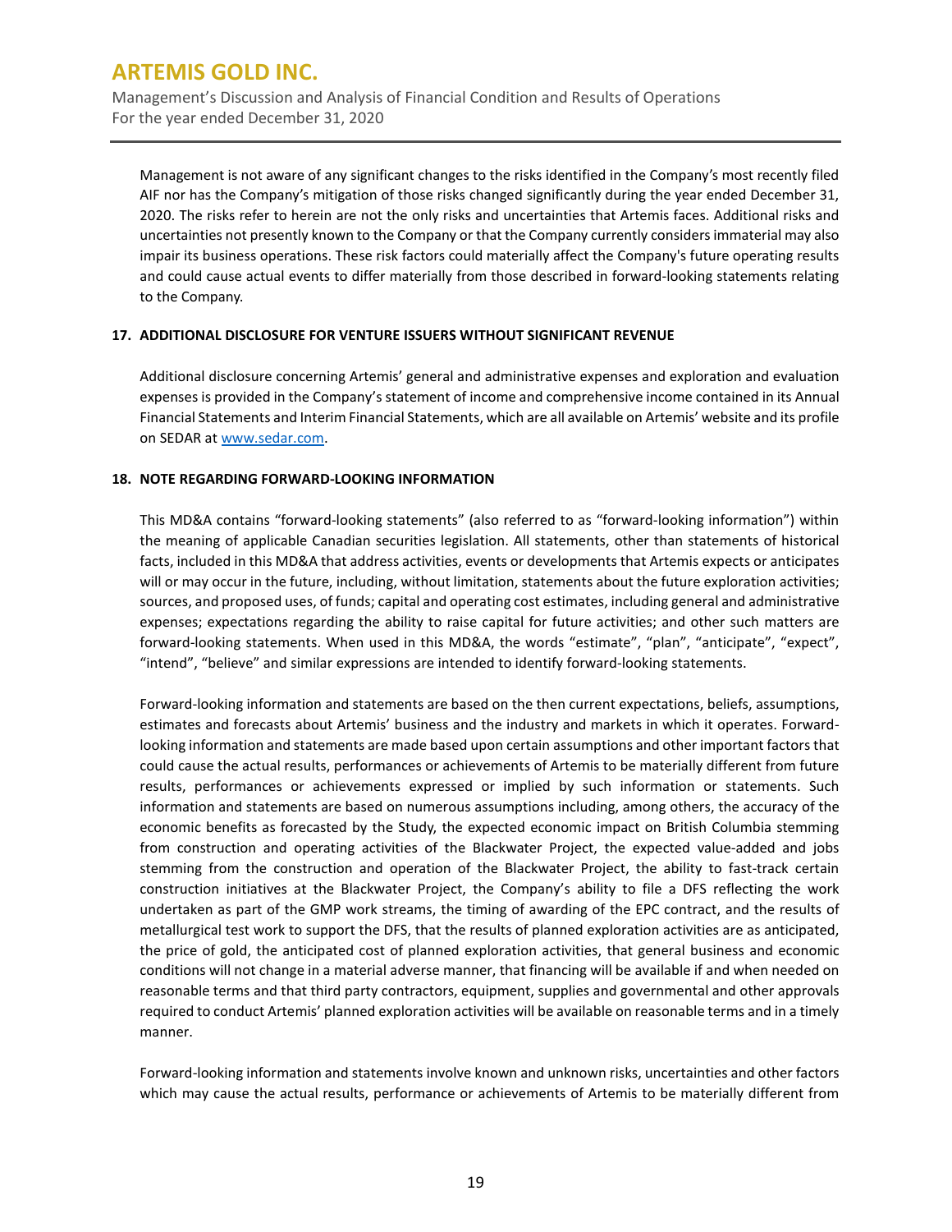Management is not aware of any significant changes to the risks identified in the Company's most recently filed AIF nor has the Company's mitigation of those risks changed significantly during the year ended December 31, 2020. The risks refer to herein are not the only risks and uncertainties that Artemis faces. Additional risks and uncertainties not presently known to the Company or that the Company currently considers immaterial may also impair its business operations. These risk factors could materially affect the Company's future operating results and could cause actual events to differ materially from those described in forward-looking statements relating to the Company.

## 17. ADDITIONAL DISCLOSURE FOR VENTURE ISSUERS WITHOUT SIGNIFICANT REVENUE

Additional disclosure concerning Artemis' general and administrative expenses and exploration and evaluation expenses is provided in the Company's statement of income and comprehensive income contained in its Annual Financial Statements and Interim Financial Statements, which are all available on Artemis' website and its profile on SEDAR at www.sedar.com.

## 18. NOTE REGARDING FORWARD-LOOKING INFORMATION

This MD&A contains "forward-looking statements" (also referred to as "forward-looking information") within the meaning of applicable Canadian securities legislation. All statements, other than statements of historical facts, included in this MD&A that address activities, events or developments that Artemis expects or anticipates will or may occur in the future, including, without limitation, statements about the future exploration activities; sources, and proposed uses, of funds; capital and operating cost estimates, including general and administrative expenses; expectations regarding the ability to raise capital for future activities; and other such matters are forward-looking statements. When used in this MD&A, the words "estimate", "plan", "anticipate", "expect", "intend", "believe" and similar expressions are intended to identify forward-looking statements.

Forward-looking information and statements are based on the then current expectations, beliefs, assumptions, estimates and forecasts about Artemis' business and the industry and markets in which it operates. Forward-looking information and statements are made based upon certain assumptions and other important factors that could cause the actual results, performances or achievements of Artemis to be materially different from future results, performances or achievements expressed or implied by such information or statements. Such information and statements are based on numerous assumptions including, among others, the accuracy of the economic benefits as forecasted by the Study, the expected economic impact on British Columbia stemming from construction and operating activities of the Blackwater Project, the expected value-added and jobs stemming from the construction and operation of the Blackwater Project, the ability to fast-track certain construction initiatives at the Blackwater Project, the Company's ability to file a DFS reflecting the work undertaken as part of the GMP work streams, the timing of awarding of the EPC contract, and the results of metallurgical test work to support the DFS, that the results of planned exploration activities are as anticipated, the price of gold, the anticipated cost of planned exploration activities, that general business and economic conditions will not change in a material adverse manner, that financing will be available if and when needed on reasonable terms and that third party contractors, equipment, supplies and governmental and other approvals required to conduct Artemis' planned exploration activities will be available on reasonable terms and in a timely manner.

Forward-looking information and statements involve known and unknown risks, uncertainties and other factors which may cause the actual results, performance or achievements of Artemis to be materially different from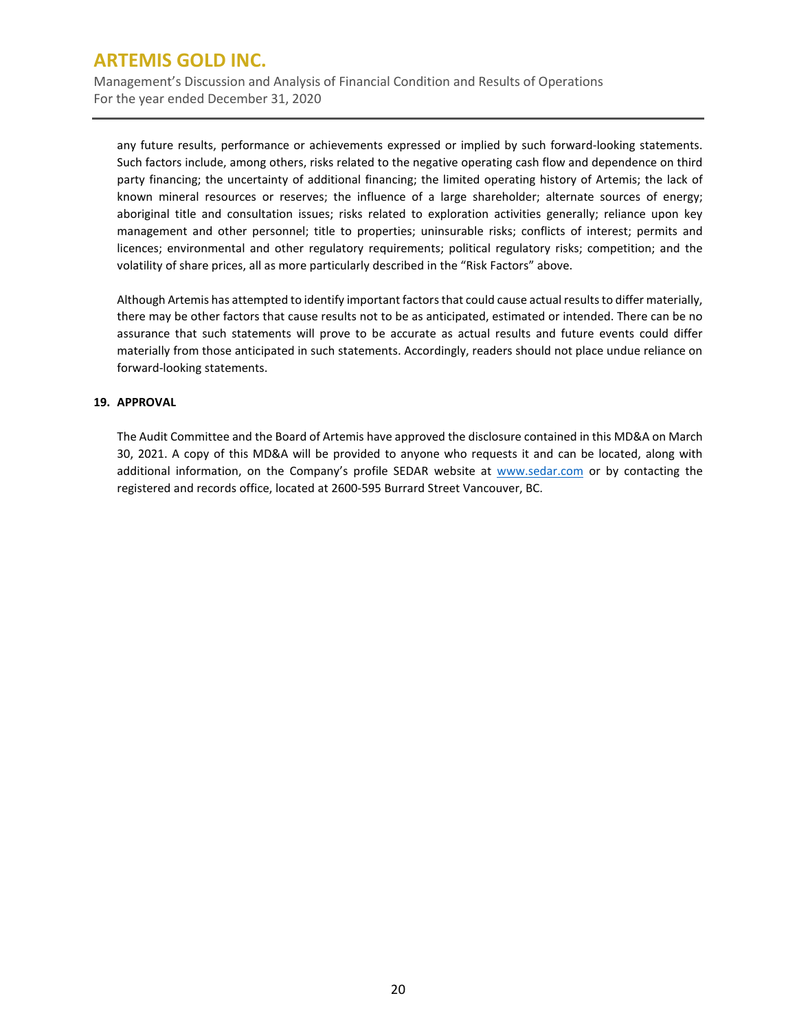any future results, performance or achievements expressed or implied by such forward-looking statements. Such factors include, among others, risks related to the negative operating cash flow and dependence on third party financing; the uncertainty of additional financing; the limited operating history of Artemis; the lack of known mineral resources or reserves; the influence of a large shareholder; alternate sources of energy; aboriginal title and consultation issues; risks related to exploration activities generally; reliance upon key management and other personnel; title to properties; uninsurable risks; conflicts of interest; permits and licences; environmental and other regulatory requirements; political regulatory risks; competition; and the volatility of share prices, all as more particularly described in the "Risk Factors" above.

Although Artemis has attempted to identify important factors that could cause actual results to differ materially, there may be other factors that cause results not to be as anticipated, estimated or intended. There can be no assurance that such statements will prove to be accurate as actual results and future events could differ materially from those anticipated in such statements. Accordingly, readers should not place undue reliance on forward-looking statements.

## 19. APPROVAL

The Audit Committee and the Board of Artemis have approved the disclosure contained in this MD&A on March 30, 2021. A copy of this MD&A will be provided to anyone who requests it and can be located, along with additional information, on the Company's profile SEDAR website at www.sedar.com or by contacting the registered and records office, located at 2600-595 Burrard Street Vancouver, BC.